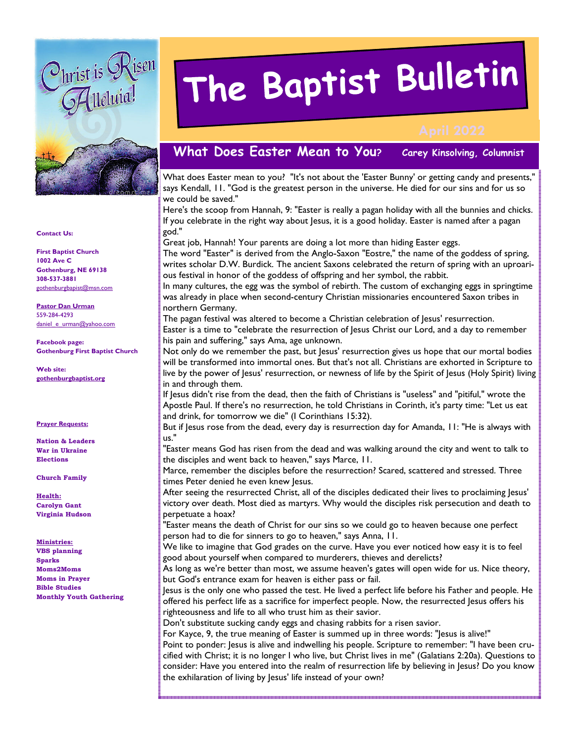# The Baptist Bulletin

April 2022

## What Does Easter Mean to You?

**Carey Kinsolving, Columnist**

What does Easter mean to you? "It's not about the 'Easter Bunny' or getting candy and presents," says Kendall, 11. "God is the greatest person in the universe. He died for our sins and for us so we could be saved."

Here's the scoop from Hannah, 9: "Easter is really a pagan holiday with all the bunnies and chicks. If you celebrate in the right way about Jesus, it is a good holiday. Easter is named after a pagan god."

Great job, Hannah! Your parents are doing a lot more than hiding Easter eggs.

The word "Easter" is derived from the Anglo-Saxon "Eostre," the name of the goddess of spring, writes scholar D.W. Burdick. The ancient Saxons celebrated the return of spring with an uproarious festival in honor of the goddess of offspring and her symbol, the rabbit.

In many cultures, the egg was the symbol of rebirth. The custom of exchanging eggs in springtime was already in place when second-century Christian missionaries encountered Saxon tribes in northern Germany.

The pagan festival was altered to become a Christian celebration of Jesus' resurrection.

Easter is a time to "celebrate the resurrection of Jesus Christ our Lord, and a day to remember his pain and suffering," says Ama, age unknown.

Not only do we remember the past, but Jesus' resurrection gives us hope that our mortal bodies will be transformed into immortal ones. But that's not all. Christians are exhorted in Scripture to live by the power of Jesus' resurrection, or newness of life by the Spirit of Jesus (Holy Spirit) living in and through them.

If Jesus didn't rise from the dead, then the faith of Christians is "useless" and "pitiful," wrote the Apostle Paul. If there's no resurrection, he told Christians in Corinth, it's party time: "Let us eat and drink, for tomorrow we die" (I Corinthians 15:32).

But if Jesus rose from the dead, every day is resurrection day for Amanda, 11: "He is always with us."

"Easter means God has risen from the dead and was walking around the city and went to talk to the disciples and went back to heaven," says Marce, 11.

Marce, remember the disciples before the resurrection? Scared, scattered and stressed. Three times Peter denied he even knew Jesus.

After seeing the resurrected Christ, all of the disciples dedicated their lives to proclaiming Jesus' victory over death. Most died as martyrs. Why would the disciples risk persecution and death to perpetuate a hoax?

"Easter means the death of Christ for our sins so we could go to heaven because one perfect person had to die for sinners to go to heaven," says Anna, 11.

We like to imagine that God grades on the curve. Have you ever noticed how easy it is to feel good about yourself when compared to murderers, thieves and derelicts?

As long as we're better than most, we assume heaven's gates will open wide for us. Nice theory, but God's entrance exam for heaven is either pass or fail.

Jesus is the only one who passed the test. He lived a perfect life before his Father and people. He offered his perfect life as a sacrifice for imperfect people. Now, the resurrected Jesus offers his righteousness and life to all who trust him as their savior.

Don't substitute sucking candy eggs and chasing rabbits for a risen savior.

For Kayce, 9, the true meaning of Easter is summed up in three words: "Jesus is alive!"

Point to ponder: Jesus is alive and indwelling his people. Scripture to remember: "I have been crucified with Christ; it is no longer I who live, but Christ lives in me" (Galatians 2:20a). Questions to consider: Have you entered into the realm of resurrection life by believing in Jesus? Do you know the exhilaration of living by Jesus' life instead of your own?

---

**Contact Us:**

**First Baptist Church**
**1002 Ave C**
**Gothenburg, NE 69138**
**308-537-3881**
gothenburgbapist@msn.com

**Pastor Dan Urman**
559-284-4293
daniel_e_urman@yahoo.com

**Facebook page:**
**Gothenburg First Baptist Church**

**Web site:**
**gothenburgbaptist.org**

**Prayer Requests:**

**Nation & Leaders**
**War in Ukraine**
**Elections**

**Church Family**

**Health:**
**Carolyn Gant**
**Virginia Hudson**

**Ministries:**
**VBS planning**
**Sparks**
**Moms2Moms**
**Moms in Prayer**
**Bible Studies**
**Monthly Youth Gathering**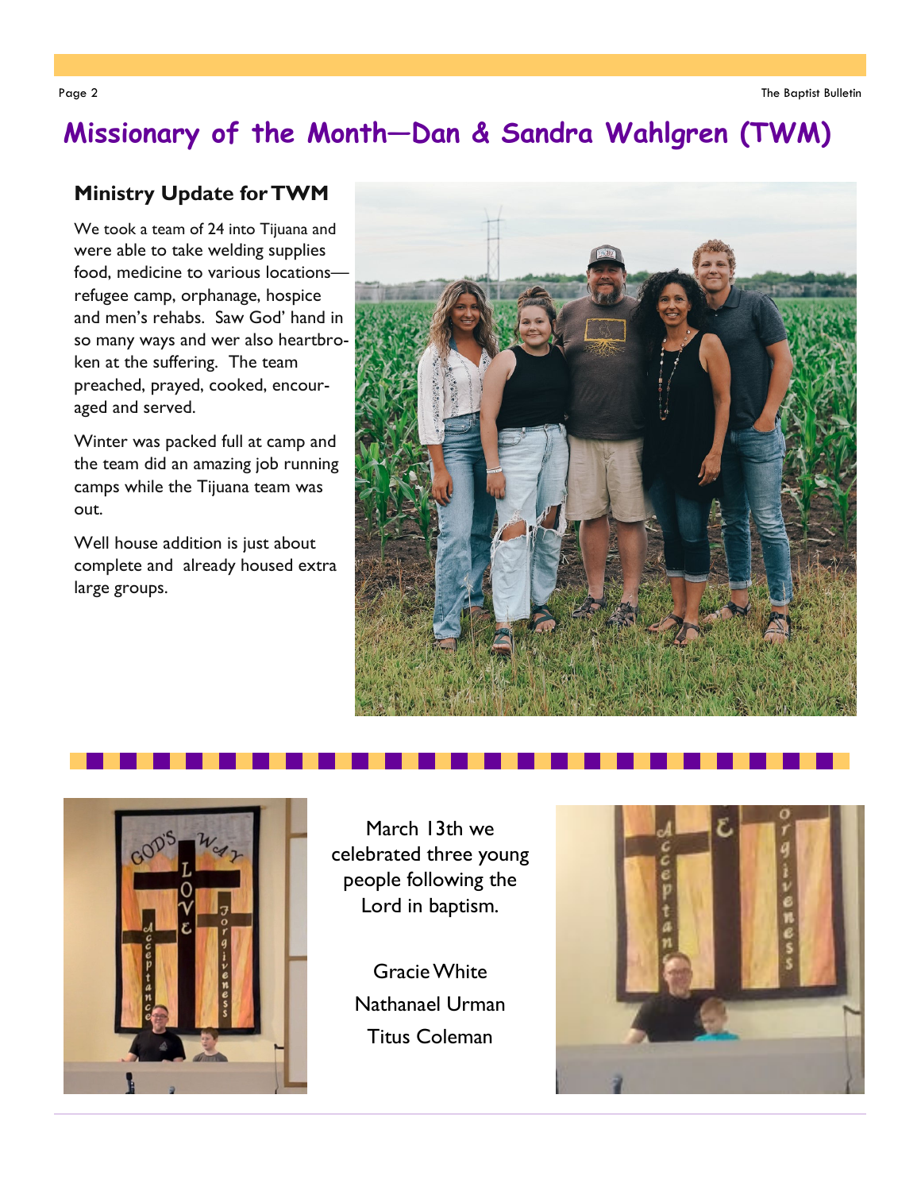# Missionary of the Month—Dan & Sandra Wahlgren (TWM)

## Ministry Update for TWM

We took a team of 24 into Tijuana and were able to take welding supplies food, medicine to various locations—refugee camp, orphanage, hospice and men's rehabs. Saw God' hand in so many ways and wer also heartbroken at the suffering. The team preached, prayed, cooked, encouraged and served.

Winter was packed full at camp and the team did an amazing job running camps while the Tijuana team was out.

Well house addition is just about complete and already housed extra large groups.

March 13th we celebrated three young people following the Lord in baptism.

Gracie White
Nathanael Urman
Titus Coleman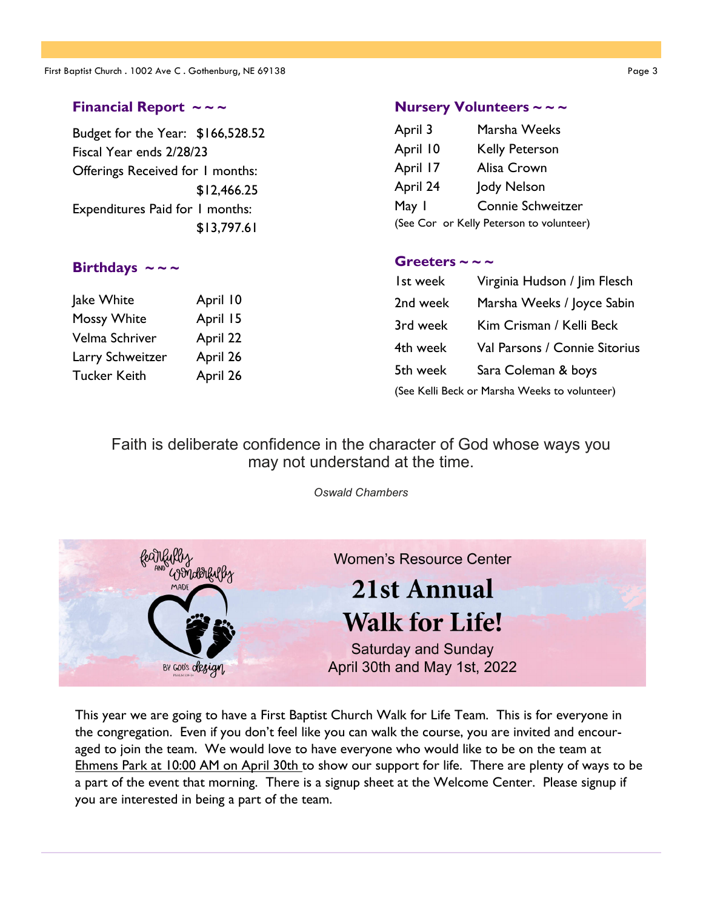## Financial Report ~ ~ ~

Budget for the Year: $166,528.52

Fiscal Year ends 2/28/23

Offerings Received for 1 months:
$12,466.25

Expenditures Paid for 1 months:
$13,797.61

## Birthdays ~ ~ ~

| | |
|---|---|
| Jake White | April 10 |
| Mossy White | April 15 |
| Velma Schriver | April 22 |
| Larry Schweitzer | April 26 |
| Tucker Keith | April 26 |

## Nursery Volunteers ~ ~ ~

| | |
|---|---|
| April 3 | Marsha Weeks |
| April 10 | Kelly Peterson |
| April 17 | Alisa Crown |
| April 24 | Jody Nelson |
| May 1 | Connie Schweitzer |

(See Cor or Kelly Peterson to volunteer)

## Greeters ~ ~ ~

| | |
|---|---|
| 1st week | Virginia Hudson / Jim Flesch |
| 2nd week | Marsha Weeks / Joyce Sabin |
| 3rd week | Kim Crisman / Kelli Beck |
| 4th week | Val Parsons / Connie Sitorius |
| 5th week | Sara Coleman & boys |

(See Kelli Beck or Marsha Weeks to volunteer)

Faith is deliberate confidence in the character of God whose ways you may not understand at the time.

*Oswald Chambers*

fearfully and wonderfully made by God's design

Women's Resource Center

# 21st Annual Walk for Life!

Saturday and Sunday
April 30th and May 1st, 2022

This year we are going to have a First Baptist Church Walk for Life Team. This is for everyone in the congregation. Even if you don't feel like you can walk the course, you are invited and encouraged to join the team. We would love to have everyone who would like to be on the team at Ehmens Park at 10:00 AM on April 30th to show our support for life. There are plenty of ways to be a part of the event that morning. There is a signup sheet at the Welcome Center. Please signup if you are interested in being a part of the team.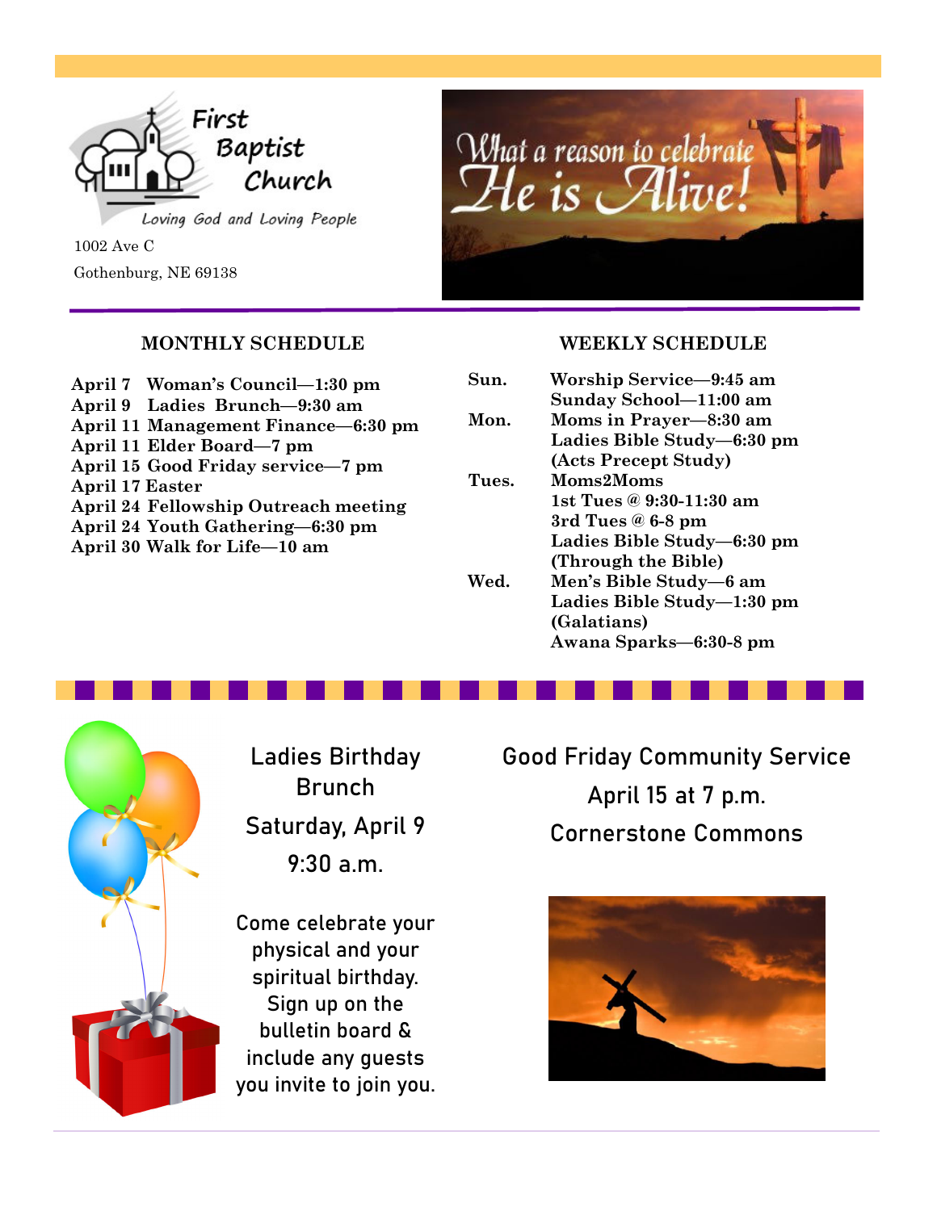First Baptist Church

*Loving God and Loving People*

1002 Ave C

Gothenburg, NE 69138

What a reason to celebrate He is Alive!

## MONTHLY SCHEDULE

**April 7 Woman's Council—1:30 pm**
**April 9 Ladies Brunch—9:30 am**
**April 11 Management Finance—6:30 pm**
**April 11 Elder Board—7 pm**
**April 15 Good Friday service—7 pm**
**April 17 Easter**
**April 24 Fellowship Outreach meeting**
**April 24 Youth Gathering—6:30 pm**
**April 30 Walk for Life—10 am**

## WEEKLY SCHEDULE

| | |
|---|---|
| **Sun.** | **Worship Service—9:45 am** |
| | **Sunday School—11:00 am** |
| **Mon.** | **Moms in Prayer—8:30 am** |
| | **Ladies Bible Study—6:30 pm (Acts Precept Study)** |
| **Tues.** | **Moms2Moms** |
| | **1st Tues @ 9:30-11:30 am** |
| | **3rd Tues @ 6-8 pm** |
| | **Ladies Bible Study—6:30 pm (Through the Bible)** |
| **Wed.** | **Men's Bible Study—6 am** |
| | **Ladies Bible Study—1:30 pm (Galatians)** |
| | **Awana Sparks—6:30-8 pm** |

## Ladies Birthday Brunch

Saturday, April 9

9:30 a.m.

Come celebrate your physical and your spiritual birthday. Sign up on the bulletin board & include any guests you invite to join you.

## Good Friday Community Service

April 15 at 7 p.m.

Cornerstone Commons